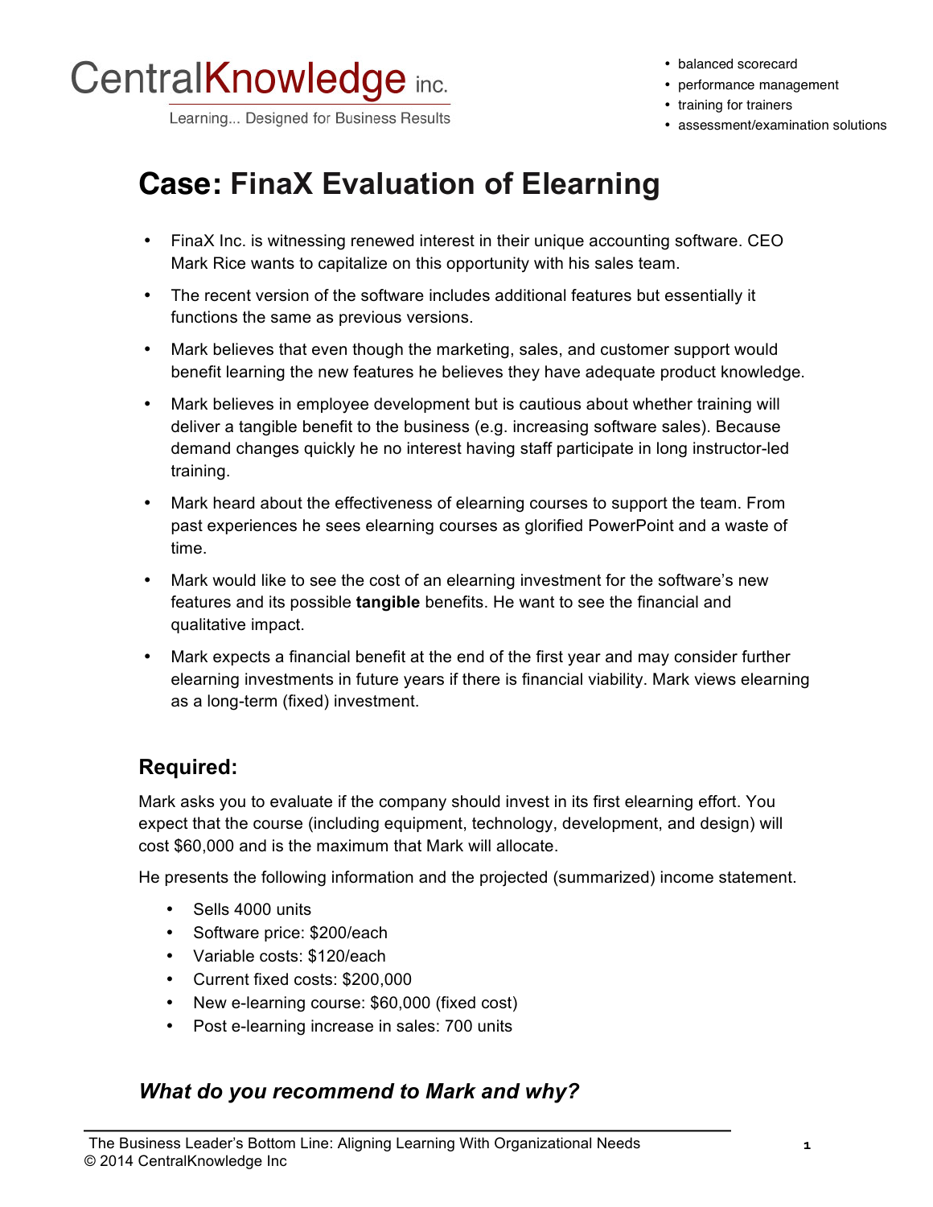CentralKnowledge inc.

Learning... Designed for Business Results

- balanced scorecard
- performance management
- training for trainers
- assessment/examination solutions

# Case: FinaX Evaluation of Elearning

- FinaX Inc. is witnessing renewed interest in their unique accounting software. CEO Mark Rice wants to capitalize on this opportunity with his sales team.
- The recent version of the software includes additional features but essentially it functions the same as previous versions.
- Mark believes that even though the marketing, sales, and customer support would benefit learning the new features he believes they have adequate product knowledge.
- Mark believes in employee development but is cautious about whether training will deliver a tangible benefit to the business (e.g. increasing software sales). Because demand changes quickly he no interest having staff participate in long instructor-led training.
- Mark heard about the effectiveness of elearning courses to support the team. From past experiences he sees elearning courses as glorified PowerPoint and a waste of time.
- Mark would like to see the cost of an elearning investment for the software's new features and its possible **tangible** benefits. He want to see the financial and qualitative impact.
- Mark expects a financial benefit at the end of the first year and may consider further elearning investments in future years if there is financial viability. Mark views elearning as a long-term (fixed) investment.

## Required:

Mark asks you to evaluate if the company should invest in its first elearning effort. You expect that the course (including equipment, technology, development, and design) will cost $60,000 and is the maximum that Mark will allocate.

He presents the following information and the projected (summarized) income statement.

- Sells 4000 units
- Software price: $200/each
- Variable costs: $120/each
- Current fixed costs: $200,000
- New e-learning course: $60,000 (fixed cost)
- Post e-learning increase in sales: 700 units

## *What do you recommend to Mark and why?*

The Business Leader's Bottom Line: Aligning Learning With Organizational Needs
© 2014 CentralKnowledge Inc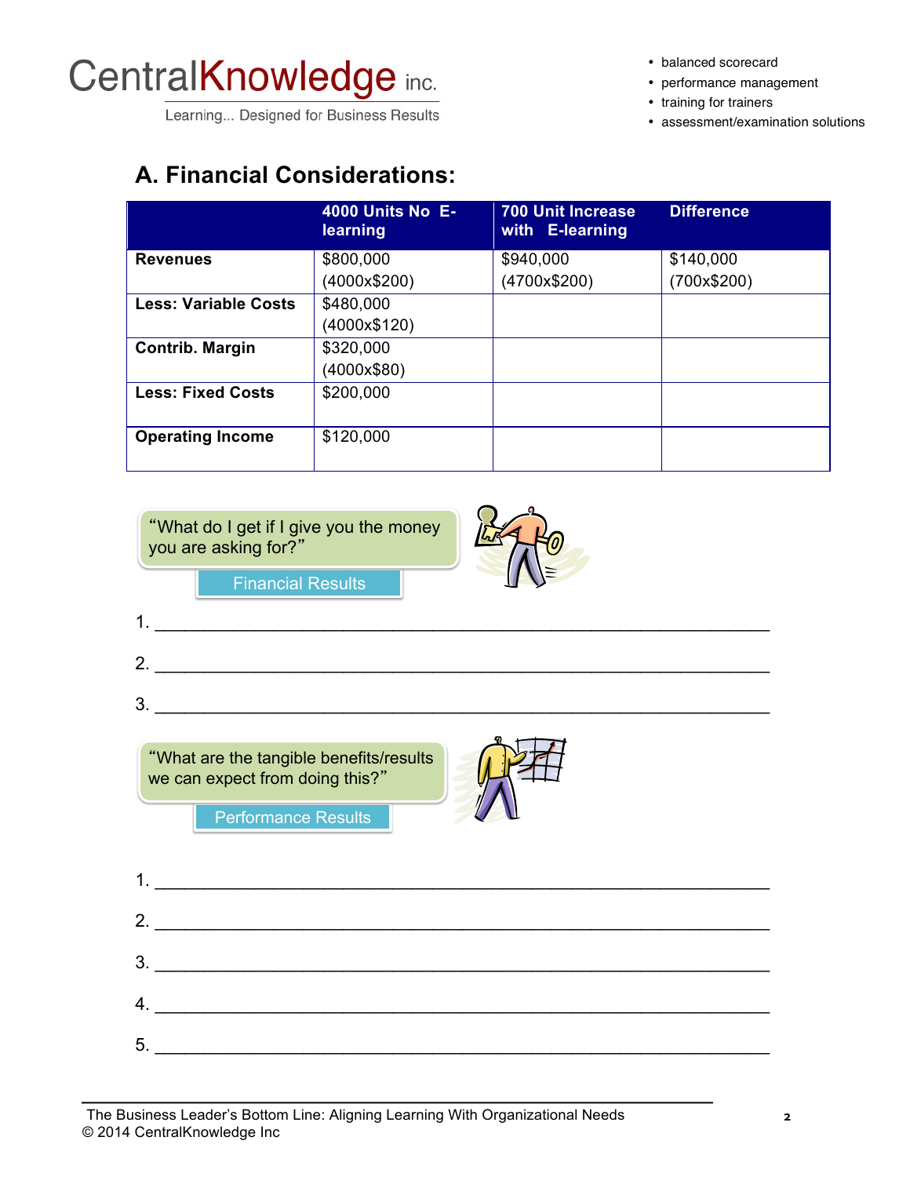CentralKnowledge inc.

Learning... Designed for Business Results

- balanced scorecard
- performance management
- training for trainers
- assessment/examination solutions

## A. Financial Considerations:

| | 4000 Units No E-learning | 700 Unit Increase with E-learning | Difference |
|---|---|---|---|
| **Revenues** | $800,000 (4000x$200) | $940,000 (4700x$200) | $140,000 (700x$200) |
| **Less: Variable Costs** | $480,000 (4000x$120) | | |
| **Contrib. Margin** | $320,000 (4000x$80) | | |
| **Less: Fixed Costs** | $200,000 | | |
| **Operating Income** | $120,000 | | |

"What do I get if I give you the money you are asking for?"

Financial Results

1. ____________________________________________________________

2. ____________________________________________________________

3. ____________________________________________________________

"What are the tangible benefits/results we can expect from doing this?"

Performance Results

1. ____________________________________________________________

2. ____________________________________________________________

3. ____________________________________________________________

4. ____________________________________________________________

5. ____________________________________________________________

The Business Leader's Bottom Line: Aligning Learning With Organizational Needs
© 2014 CentralKnowledge Inc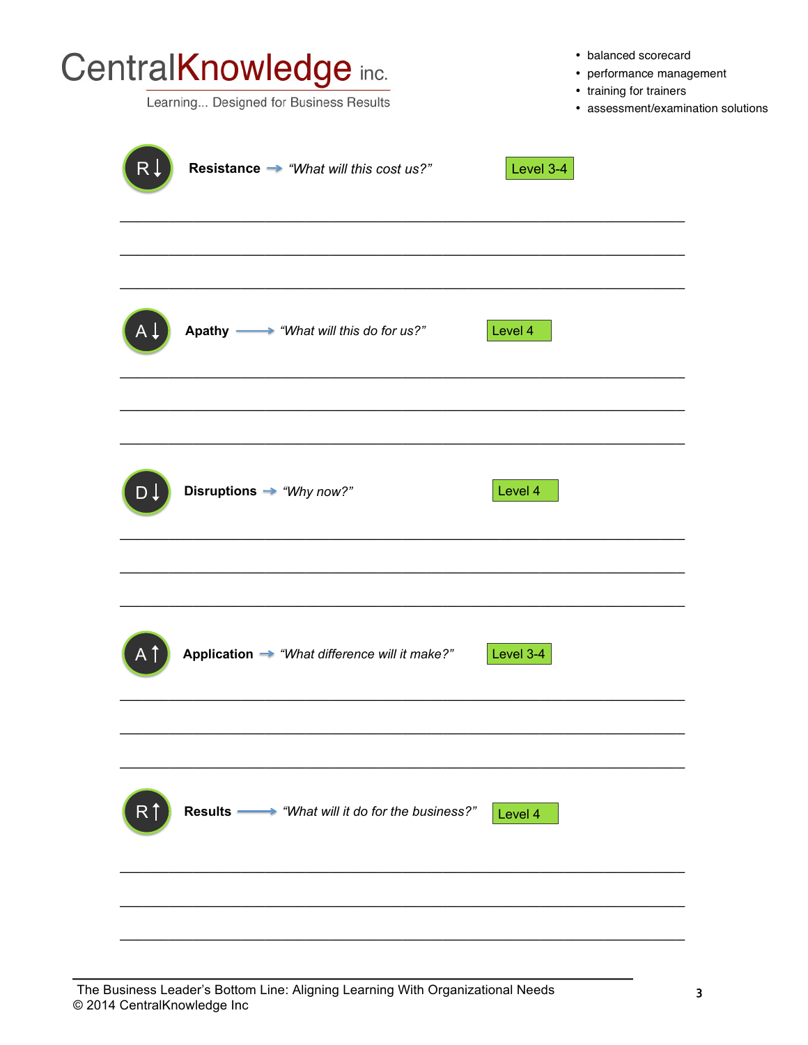# CentralKnowledge inc.

Learning... Designed for Business Results

- balanced scorecard
- performance management
- training for trainers
- assessment/examination solutions

**R↓** **Resistance** → *"What will this cost us?"* Level 3-4

______________________________________________________________________

______________________________________________________________________

______________________________________________________________________

**A↓** **Apathy** → *"What will this do for us?"* Level 4

______________________________________________________________________

______________________________________________________________________

______________________________________________________________________

**D↓** **Disruptions** → *"Why now?"* Level 4

______________________________________________________________________

______________________________________________________________________

______________________________________________________________________

**A↑** **Application** → *"What difference will it make?"* Level 3-4

______________________________________________________________________

______________________________________________________________________

______________________________________________________________________

**R↑** **Results** → *"What will it do for the business?"* Level 4

______________________________________________________________________

______________________________________________________________________

______________________________________________________________________

The Business Leader's Bottom Line: Aligning Learning With Organizational Needs
© 2014 CentralKnowledge Inc